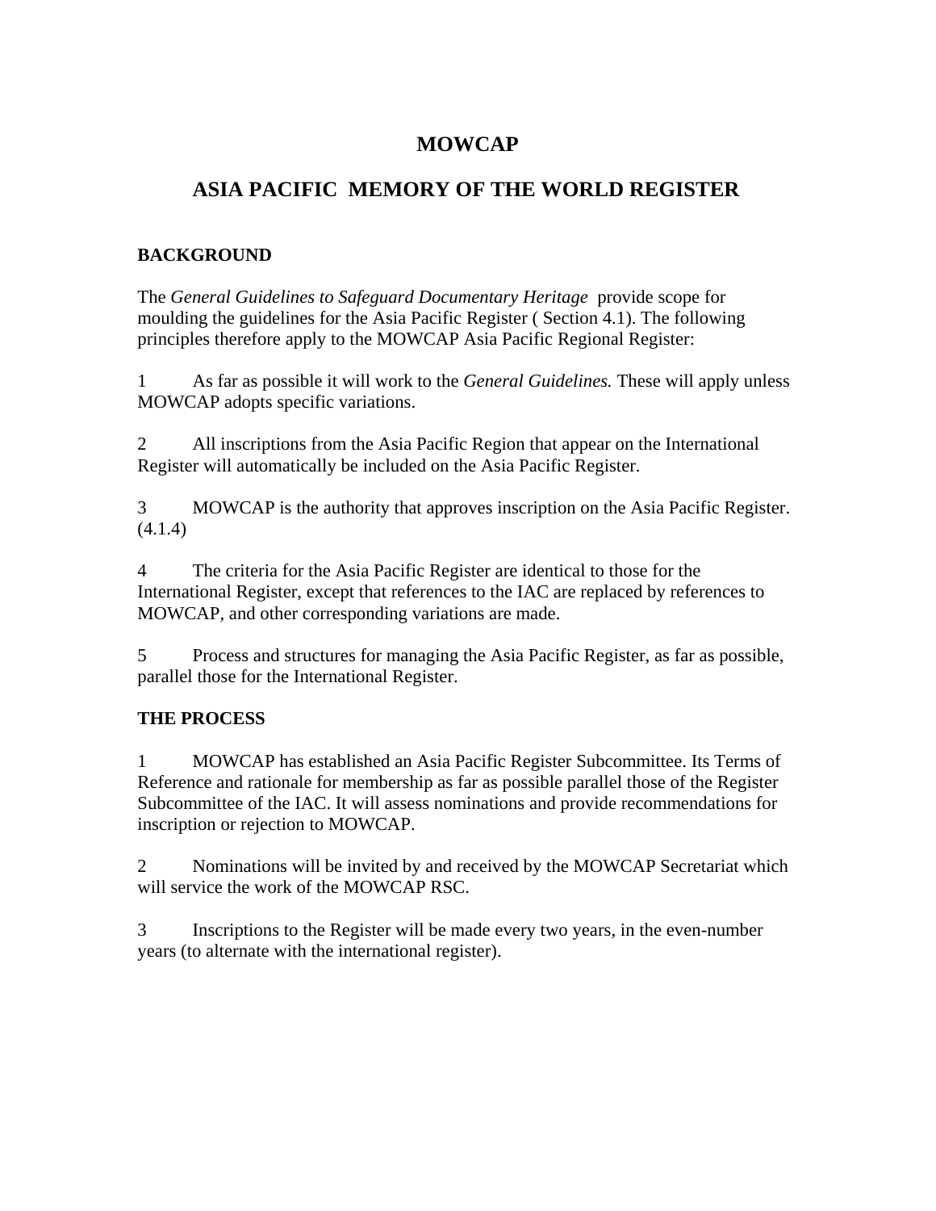# MOWCAP

## ASIA PACIFIC MEMORY OF THE WORLD REGISTER

### BACKGROUND

The *General Guidelines to Safeguard Documentary Heritage* provide scope for moulding the guidelines for the Asia Pacific Register ( Section 4.1). The following principles therefore apply to the MOWCAP Asia Pacific Regional Register:

1 As far as possible it will work to the *General Guidelines.* These will apply unless MOWCAP adopts specific variations.

2 All inscriptions from the Asia Pacific Region that appear on the International Register will automatically be included on the Asia Pacific Register.

3 MOWCAP is the authority that approves inscription on the Asia Pacific Register. (4.1.4)

4 The criteria for the Asia Pacific Register are identical to those for the International Register, except that references to the IAC are replaced by references to MOWCAP, and other corresponding variations are made.

5 Process and structures for managing the Asia Pacific Register, as far as possible, parallel those for the International Register.

### THE PROCESS

1 MOWCAP has established an Asia Pacific Register Subcommittee. Its Terms of Reference and rationale for membership as far as possible parallel those of the Register Subcommittee of the IAC. It will assess nominations and provide recommendations for inscription or rejection to MOWCAP.

2 Nominations will be invited by and received by the MOWCAP Secretariat which will service the work of the MOWCAP RSC.

3 Inscriptions to the Register will be made every two years, in the even-number years (to alternate with the international register).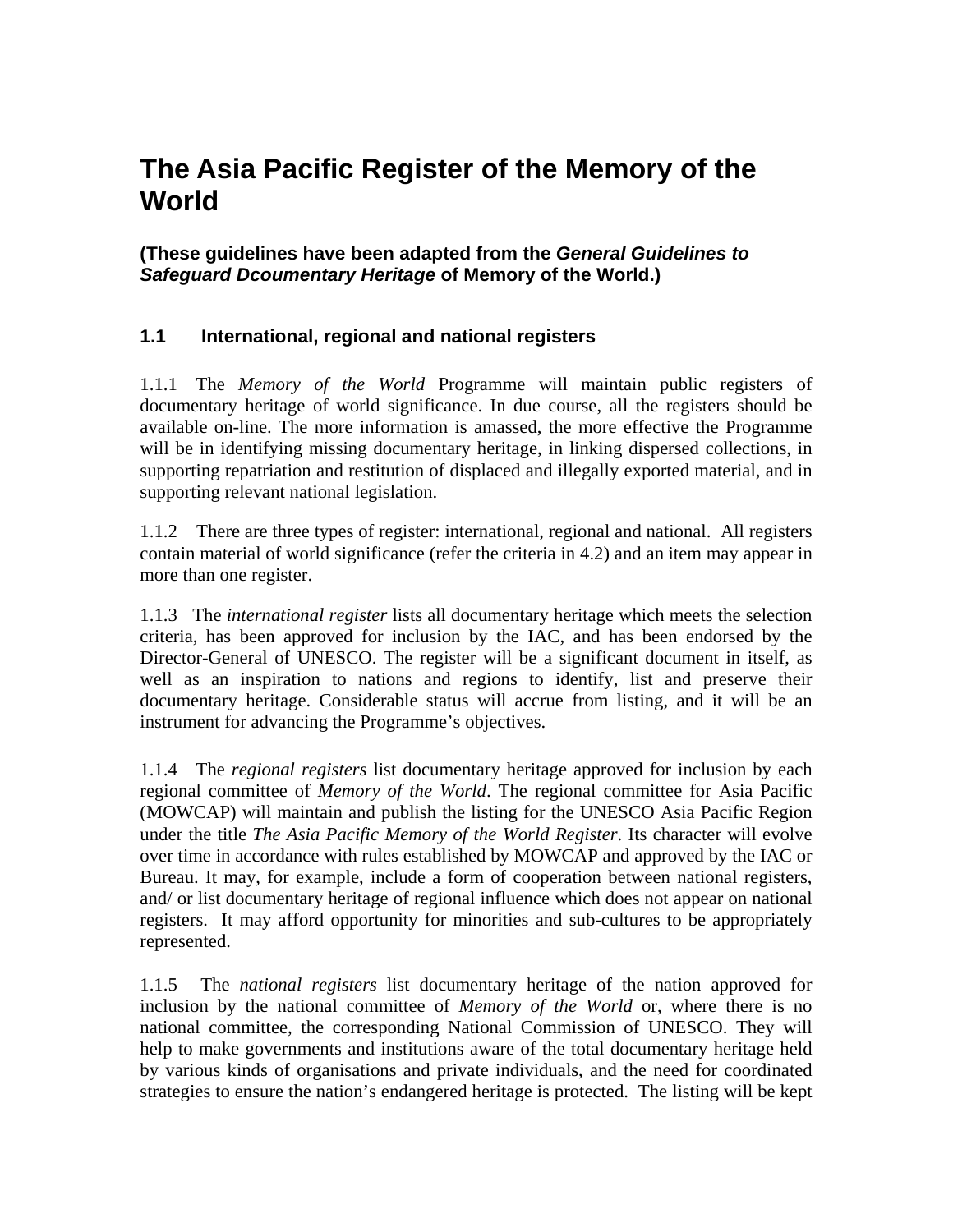# The Asia Pacific Register of the Memory of the World

**(These guidelines have been adapted from the *General Guidelines to Safeguard Dcoumentary Heritage* of Memory of the World.)**

### 1.1 International, regional and national registers

1.1.1 The *Memory of the World* Programme will maintain public registers of documentary heritage of world significance. In due course, all the registers should be available on-line. The more information is amassed, the more effective the Programme will be in identifying missing documentary heritage, in linking dispersed collections, in supporting repatriation and restitution of displaced and illegally exported material, and in supporting relevant national legislation.

1.1.2 There are three types of register: international, regional and national. All registers contain material of world significance (refer the criteria in 4.2) and an item may appear in more than one register.

1.1.3 The *international register* lists all documentary heritage which meets the selection criteria, has been approved for inclusion by the IAC, and has been endorsed by the Director-General of UNESCO. The register will be a significant document in itself, as well as an inspiration to nations and regions to identify, list and preserve their documentary heritage. Considerable status will accrue from listing, and it will be an instrument for advancing the Programme's objectives.

1.1.4 The *regional registers* list documentary heritage approved for inclusion by each regional committee of *Memory of the World*. The regional committee for Asia Pacific (MOWCAP) will maintain and publish the listing for the UNESCO Asia Pacific Region under the title *The Asia Pacific Memory of the World Register*. Its character will evolve over time in accordance with rules established by MOWCAP and approved by the IAC or Bureau. It may, for example, include a form of cooperation between national registers, and/ or list documentary heritage of regional influence which does not appear on national registers. It may afford opportunity for minorities and sub-cultures to be appropriately represented.

1.1.5 The *national registers* list documentary heritage of the nation approved for inclusion by the national committee of *Memory of the World* or, where there is no national committee, the corresponding National Commission of UNESCO. They will help to make governments and institutions aware of the total documentary heritage held by various kinds of organisations and private individuals, and the need for coordinated strategies to ensure the nation's endangered heritage is protected. The listing will be kept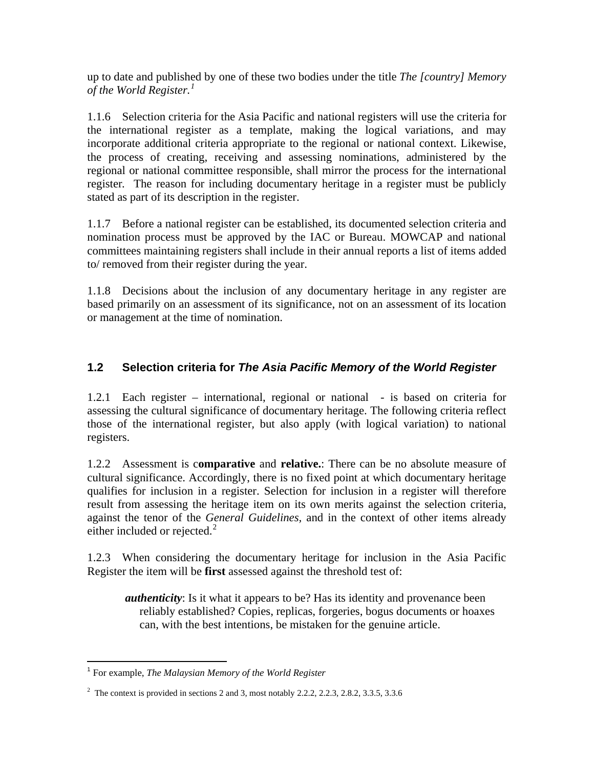up to date and published by one of these two bodies under the title *The [country] Memory of the World Register.*[1]

1.1.6 Selection criteria for the Asia Pacific and national registers will use the criteria for the international register as a template, making the logical variations, and may incorporate additional criteria appropriate to the regional or national context. Likewise, the process of creating, receiving and assessing nominations, administered by the regional or national committee responsible, shall mirror the process for the international register. The reason for including documentary heritage in a register must be publicly stated as part of its description in the register.

1.1.7 Before a national register can be established, its documented selection criteria and nomination process must be approved by the IAC or Bureau. MOWCAP and national committees maintaining registers shall include in their annual reports a list of items added to/ removed from their register during the year.

1.1.8 Decisions about the inclusion of any documentary heritage in any register are based primarily on an assessment of its significance, not on an assessment of its location or management at the time of nomination.

## 1.2 Selection criteria for *The Asia Pacific Memory of the World Register*

1.2.1 Each register – international, regional or national - is based on criteria for assessing the cultural significance of documentary heritage. The following criteria reflect those of the international register, but also apply (with logical variation) to national registers.

1.2.2 Assessment is c**omparative** and **relative.**: There can be no absolute measure of cultural significance. Accordingly, there is no fixed point at which documentary heritage qualifies for inclusion in a register. Selection for inclusion in a register will therefore result from assessing the heritage item on its own merits against the selection criteria, against the tenor of the *General Guidelines,* and in the context of other items already either included or rejected.[2]

1.2.3 When considering the documentary heritage for inclusion in the Asia Pacific Register the item will be **first** assessed against the threshold test of:

> ***authenticity***: Is it what it appears to be? Has its identity and provenance been reliably established? Copies, replicas, forgeries, bogus documents or hoaxes can, with the best intentions, be mistaken for the genuine article.

---

[1] For example, *The Malaysian Memory of the World Register*

[2] The context is provided in sections 2 and 3, most notably 2.2.2, 2.2.3, 2.8.2, 3.3.5, 3.3.6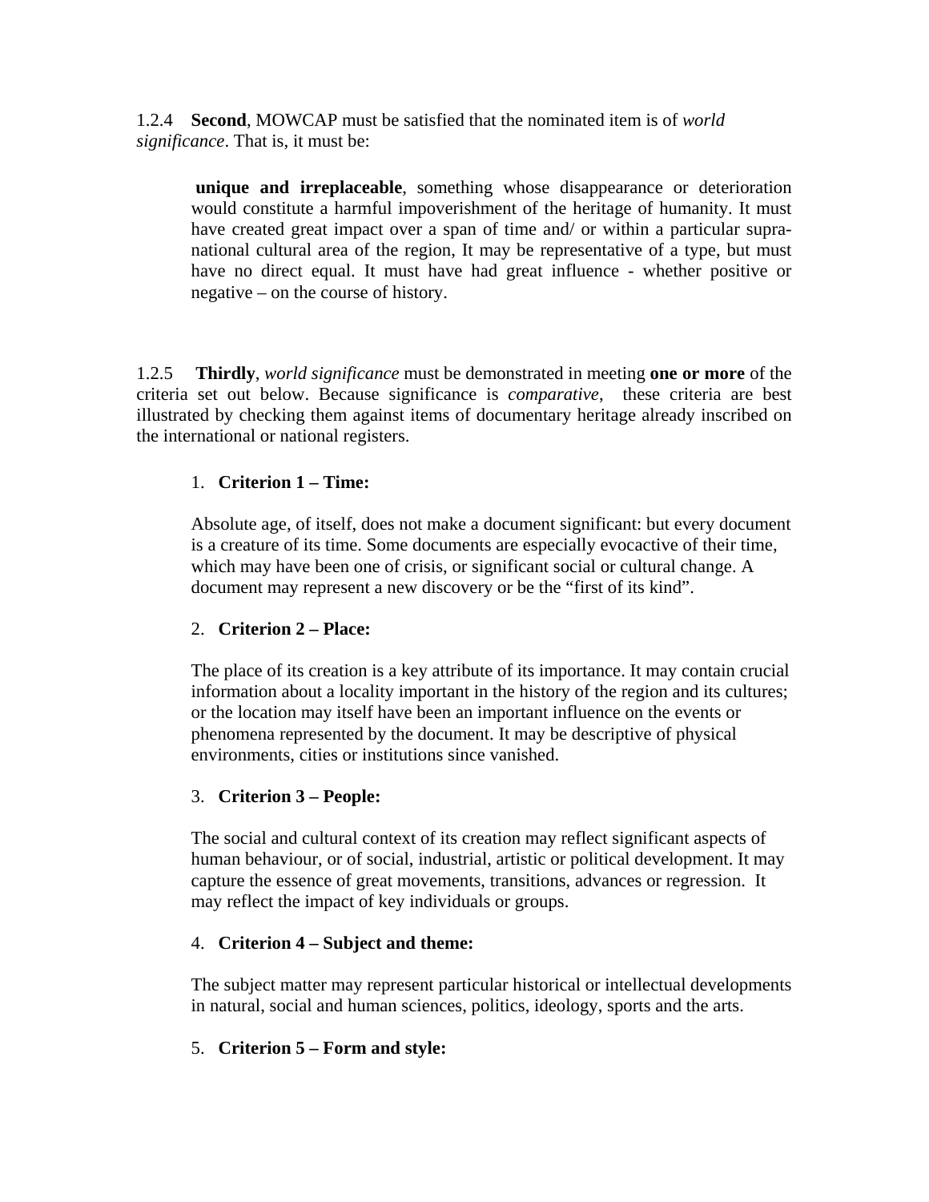1.2.4 **Second**, MOWCAP must be satisfied that the nominated item is of *world significance*. That is, it must be:

> **unique and irreplaceable**, something whose disappearance or deterioration would constitute a harmful impoverishment of the heritage of humanity. It must have created great impact over a span of time and/ or within a particular supra-national cultural area of the region, It may be representative of a type, but must have no direct equal. It must have had great influence - whether positive or negative – on the course of history.

1.2.5 **Thirdly**, *world significance* must be demonstrated in meeting **one or more** of the criteria set out below. Because significance is *comparative*, these criteria are best illustrated by checking them against items of documentary heritage already inscribed on the international or national registers.

1. **Criterion 1 – Time:**

   Absolute age, of itself, does not make a document significant: but every document is a creature of its time. Some documents are especially evocactive of their time, which may have been one of crisis, or significant social or cultural change. A document may represent a new discovery or be the "first of its kind".

2. **Criterion 2 – Place:**

   The place of its creation is a key attribute of its importance. It may contain crucial information about a locality important in the history of the region and its cultures; or the location may itself have been an important influence on the events or phenomena represented by the document. It may be descriptive of physical environments, cities or institutions since vanished.

3. **Criterion 3 – People:**

   The social and cultural context of its creation may reflect significant aspects of human behaviour, or of social, industrial, artistic or political development. It may capture the essence of great movements, transitions, advances or regression. It may reflect the impact of key individuals or groups.

4. **Criterion 4 – Subject and theme:**

   The subject matter may represent particular historical or intellectual developments in natural, social and human sciences, politics, ideology, sports and the arts.

5. **Criterion 5 – Form and style:**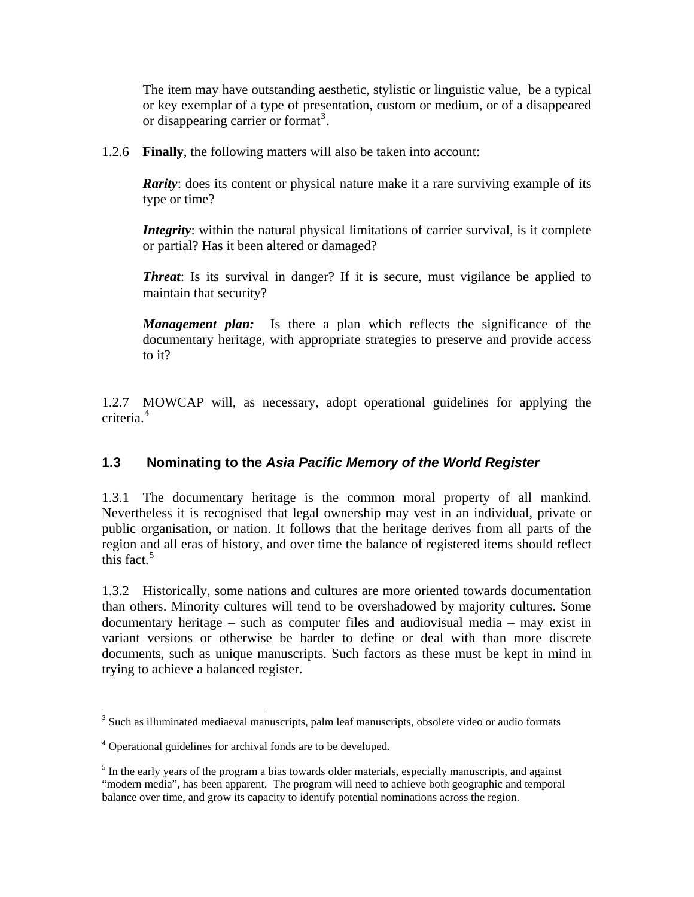The item may have outstanding aesthetic, stylistic or linguistic value, be a typical or key exemplar of a type of presentation, custom or medium, or of a disappeared or disappearing carrier or format[3].

1.2.6 **Finally**, the following matters will also be taken into account:

***Rarity***: does its content or physical nature make it a rare surviving example of its type or time?

***Integrity***: within the natural physical limitations of carrier survival, is it complete or partial? Has it been altered or damaged?

***Threat***: Is its survival in danger? If it is secure, must vigilance be applied to maintain that security?

***Management plan:*** Is there a plan which reflects the significance of the documentary heritage, with appropriate strategies to preserve and provide access to it?

1.2.7 MOWCAP will, as necessary, adopt operational guidelines for applying the criteria.[4]

### 1.3 Nominating to the *Asia Pacific Memory of the World Register*

1.3.1 The documentary heritage is the common moral property of all mankind. Nevertheless it is recognised that legal ownership may vest in an individual, private or public organisation, or nation. It follows that the heritage derives from all parts of the region and all eras of history, and over time the balance of registered items should reflect this fact.[5]

1.3.2 Historically, some nations and cultures are more oriented towards documentation than others. Minority cultures will tend to be overshadowed by majority cultures. Some documentary heritage – such as computer files and audiovisual media – may exist in variant versions or otherwise be harder to define or deal with than more discrete documents, such as unique manuscripts. Such factors as these must be kept in mind in trying to achieve a balanced register.

---

[3] Such as illuminated mediaeval manuscripts, palm leaf manuscripts, obsolete video or audio formats

[4] Operational guidelines for archival fonds are to be developed.

[5] In the early years of the program a bias towards older materials, especially manuscripts, and against "modern media", has been apparent. The program will need to achieve both geographic and temporal balance over time, and grow its capacity to identify potential nominations across the region.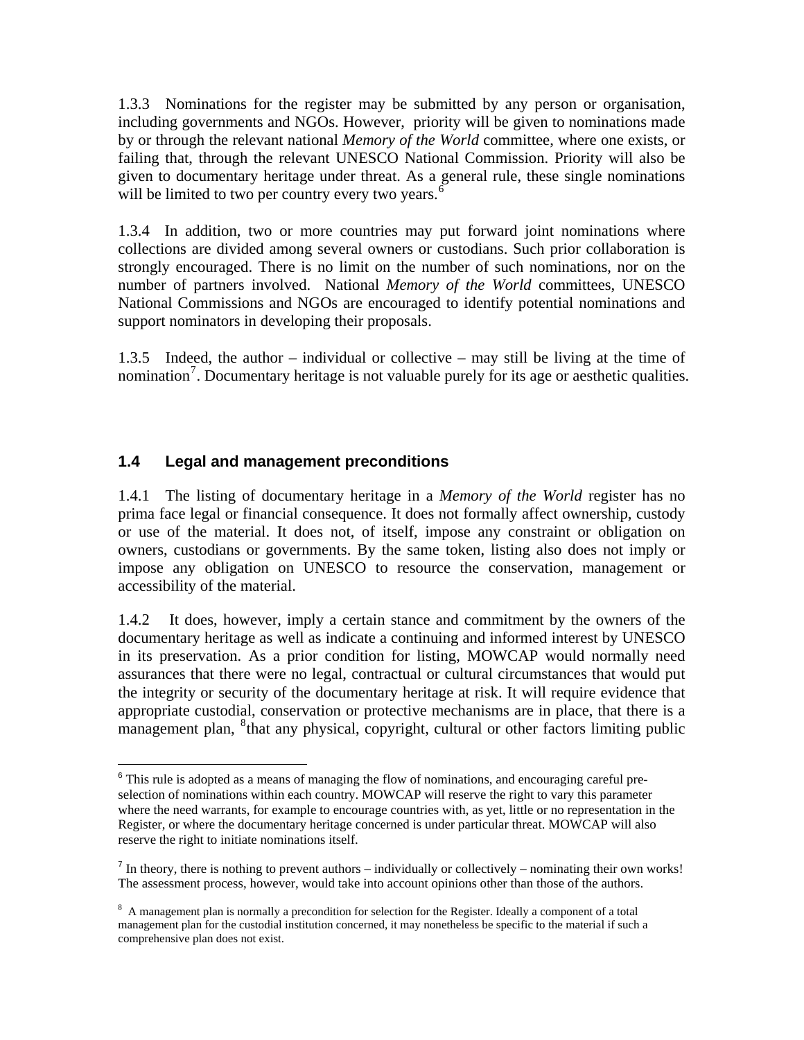1.3.3 Nominations for the register may be submitted by any person or organisation, including governments and NGOs. However, priority will be given to nominations made by or through the relevant national *Memory of the World* committee, where one exists, or failing that, through the relevant UNESCO National Commission. Priority will also be given to documentary heritage under threat. As a general rule, these single nominations will be limited to two per country every two years.[6]

1.3.4 In addition, two or more countries may put forward joint nominations where collections are divided among several owners or custodians. Such prior collaboration is strongly encouraged. There is no limit on the number of such nominations, nor on the number of partners involved. National *Memory of the World* committees, UNESCO National Commissions and NGOs are encouraged to identify potential nominations and support nominators in developing their proposals.

1.3.5 Indeed, the author – individual or collective – may still be living at the time of nomination[7]. Documentary heritage is not valuable purely for its age or aesthetic qualities.

## 1.4 Legal and management preconditions

1.4.1 The listing of documentary heritage in a *Memory of the World* register has no prima face legal or financial consequence. It does not formally affect ownership, custody or use of the material. It does not, of itself, impose any constraint or obligation on owners, custodians or governments. By the same token, listing also does not imply or impose any obligation on UNESCO to resource the conservation, management or accessibility of the material.

1.4.2 It does, however, imply a certain stance and commitment by the owners of the documentary heritage as well as indicate a continuing and informed interest by UNESCO in its preservation. As a prior condition for listing, MOWCAP would normally need assurances that there were no legal, contractual or cultural circumstances that would put the integrity or security of the documentary heritage at risk. It will require evidence that appropriate custodial, conservation or protective mechanisms are in place, that there is a management plan, [8]that any physical, copyright, cultural or other factors limiting public

---

[6] This rule is adopted as a means of managing the flow of nominations, and encouraging careful pre-selection of nominations within each country. MOWCAP will reserve the right to vary this parameter where the need warrants, for example to encourage countries with, as yet, little or no representation in the Register, or where the documentary heritage concerned is under particular threat. MOWCAP will also reserve the right to initiate nominations itself.

[7] In theory, there is nothing to prevent authors – individually or collectively – nominating their own works! The assessment process, however, would take into account opinions other than those of the authors.

[8] A management plan is normally a precondition for selection for the Register. Ideally a component of a total management plan for the custodial institution concerned, it may nonetheless be specific to the material if such a comprehensive plan does not exist.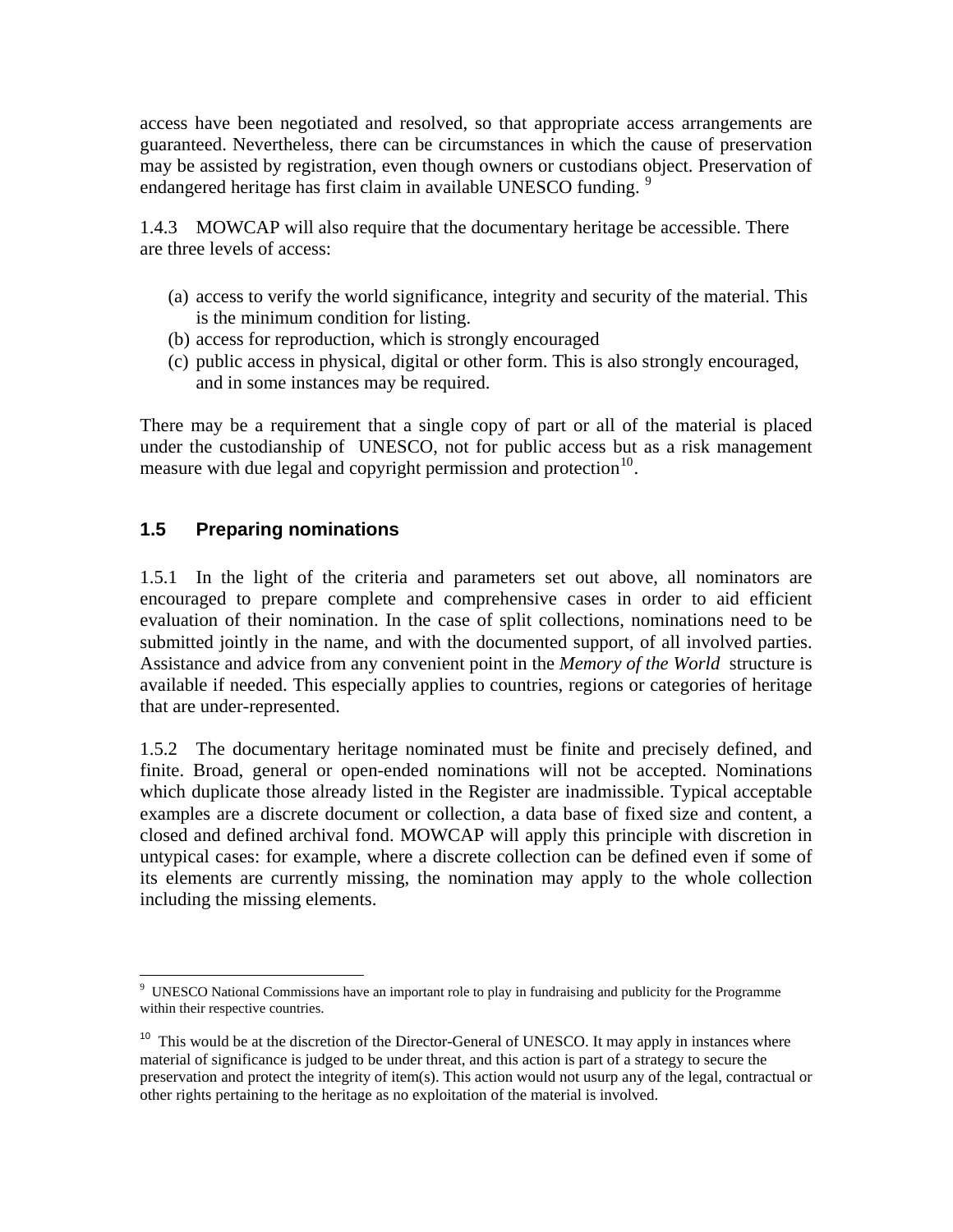access have been negotiated and resolved, so that appropriate access arrangements are guaranteed. Nevertheless, there can be circumstances in which the cause of preservation may be assisted by registration, even though owners or custodians object. Preservation of endangered heritage has first claim in available UNESCO funding. [9]

1.4.3 MOWCAP will also require that the documentary heritage be accessible. There are three levels of access:

(a) access to verify the world significance, integrity and security of the material. This is the minimum condition for listing.
(b) access for reproduction, which is strongly encouraged
(c) public access in physical, digital or other form. This is also strongly encouraged, and in some instances may be required.

There may be a requirement that a single copy of part or all of the material is placed under the custodianship of UNESCO, not for public access but as a risk management measure with due legal and copyright permission and protection[10].

## 1.5 Preparing nominations

1.5.1 In the light of the criteria and parameters set out above, all nominators are encouraged to prepare complete and comprehensive cases in order to aid efficient evaluation of their nomination. In the case of split collections, nominations need to be submitted jointly in the name, and with the documented support, of all involved parties. Assistance and advice from any convenient point in the *Memory of the World* structure is available if needed. This especially applies to countries, regions or categories of heritage that are under-represented.

1.5.2 The documentary heritage nominated must be finite and precisely defined, and finite. Broad, general or open-ended nominations will not be accepted. Nominations which duplicate those already listed in the Register are inadmissible. Typical acceptable examples are a discrete document or collection, a data base of fixed size and content, a closed and defined archival fond. MOWCAP will apply this principle with discretion in untypical cases: for example, where a discrete collection can be defined even if some of its elements are currently missing, the nomination may apply to the whole collection including the missing elements.

---

[9] UNESCO National Commissions have an important role to play in fundraising and publicity for the Programme within their respective countries.

[10] This would be at the discretion of the Director-General of UNESCO. It may apply in instances where material of significance is judged to be under threat, and this action is part of a strategy to secure the preservation and protect the integrity of item(s). This action would not usurp any of the legal, contractual or other rights pertaining to the heritage as no exploitation of the material is involved.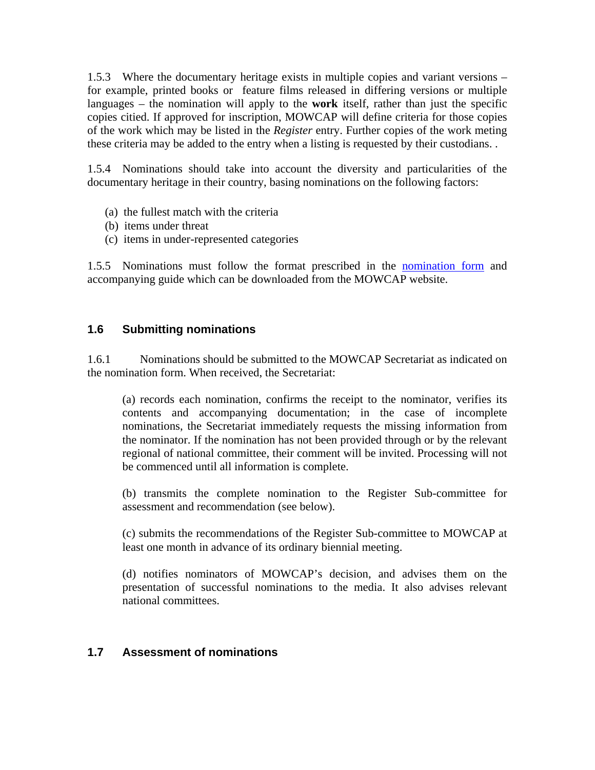1.5.3 Where the documentary heritage exists in multiple copies and variant versions – for example, printed books or feature films released in differing versions or multiple languages – the nomination will apply to the **work** itself, rather than just the specific copies citied. If approved for inscription, MOWCAP will define criteria for those copies of the work which may be listed in the *Register* entry. Further copies of the work meting these criteria may be added to the entry when a listing is requested by their custodians. .

1.5.4 Nominations should take into account the diversity and particularities of the documentary heritage in their country, basing nominations on the following factors:

(a) the fullest match with the criteria
(b) items under threat
(c) items in under-represented categories

1.5.5 Nominations must follow the format prescribed in the nomination form and accompanying guide which can be downloaded from the MOWCAP website.

## 1.6 Submitting nominations

1.6.1 Nominations should be submitted to the MOWCAP Secretariat as indicated on the nomination form. When received, the Secretariat:

(a) records each nomination, confirms the receipt to the nominator, verifies its contents and accompanying documentation; in the case of incomplete nominations, the Secretariat immediately requests the missing information from the nominator. If the nomination has not been provided through or by the relevant regional of national committee, their comment will be invited. Processing will not be commenced until all information is complete.

(b) transmits the complete nomination to the Register Sub-committee for assessment and recommendation (see below).

(c) submits the recommendations of the Register Sub-committee to MOWCAP at least one month in advance of its ordinary biennial meeting.

(d) notifies nominators of MOWCAP's decision, and advises them on the presentation of successful nominations to the media. It also advises relevant national committees.

## 1.7 Assessment of nominations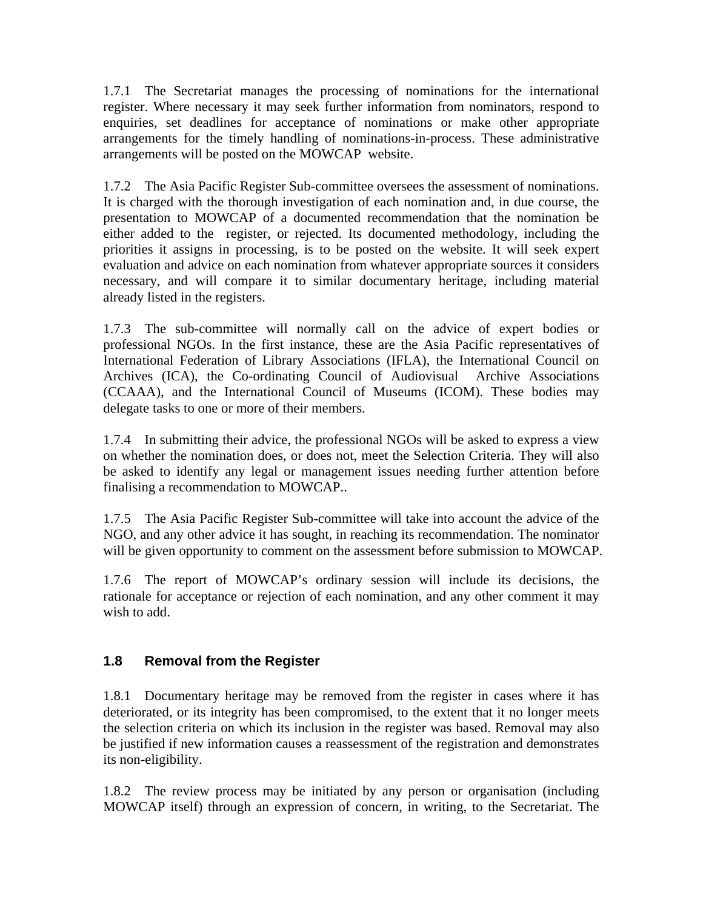1.7.1 The Secretariat manages the processing of nominations for the international register. Where necessary it may seek further information from nominators, respond to enquiries, set deadlines for acceptance of nominations or make other appropriate arrangements for the timely handling of nominations-in-process. These administrative arrangements will be posted on the MOWCAP website.

1.7.2 The Asia Pacific Register Sub-committee oversees the assessment of nominations. It is charged with the thorough investigation of each nomination and, in due course, the presentation to MOWCAP of a documented recommendation that the nomination be either added to the register, or rejected. Its documented methodology, including the priorities it assigns in processing, is to be posted on the website. It will seek expert evaluation and advice on each nomination from whatever appropriate sources it considers necessary, and will compare it to similar documentary heritage, including material already listed in the registers.

1.7.3 The sub-committee will normally call on the advice of expert bodies or professional NGOs. In the first instance, these are the Asia Pacific representatives of International Federation of Library Associations (IFLA), the International Council on Archives (ICA), the Co-ordinating Council of Audiovisual Archive Associations (CCAAA), and the International Council of Museums (ICOM). These bodies may delegate tasks to one or more of their members.

1.7.4 In submitting their advice, the professional NGOs will be asked to express a view on whether the nomination does, or does not, meet the Selection Criteria. They will also be asked to identify any legal or management issues needing further attention before finalising a recommendation to MOWCAP..

1.7.5 The Asia Pacific Register Sub-committee will take into account the advice of the NGO, and any other advice it has sought, in reaching its recommendation. The nominator will be given opportunity to comment on the assessment before submission to MOWCAP.

1.7.6 The report of MOWCAP's ordinary session will include its decisions, the rationale for acceptance or rejection of each nomination, and any other comment it may wish to add.

### 1.8 Removal from the Register

1.8.1 Documentary heritage may be removed from the register in cases where it has deteriorated, or its integrity has been compromised, to the extent that it no longer meets the selection criteria on which its inclusion in the register was based. Removal may also be justified if new information causes a reassessment of the registration and demonstrates its non-eligibility.

1.8.2 The review process may be initiated by any person or organisation (including MOWCAP itself) through an expression of concern, in writing, to the Secretariat. The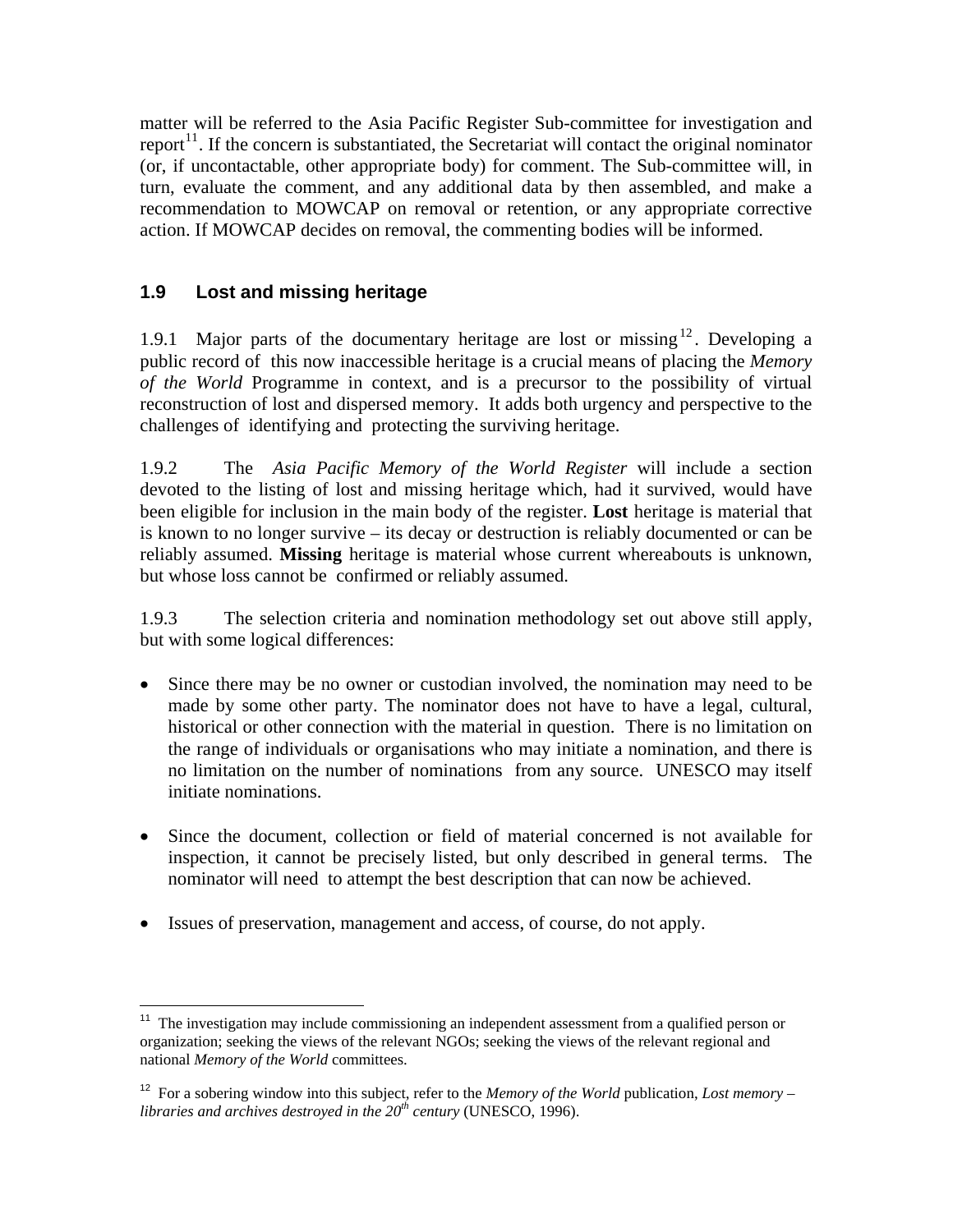matter will be referred to the Asia Pacific Register Sub-committee for investigation and report[11]. If the concern is substantiated, the Secretariat will contact the original nominator (or, if uncontactable, other appropriate body) for comment. The Sub-committee will, in turn, evaluate the comment, and any additional data by then assembled, and make a recommendation to MOWCAP on removal or retention, or any appropriate corrective action. If MOWCAP decides on removal, the commenting bodies will be informed.

### 1.9 Lost and missing heritage

1.9.1 Major parts of the documentary heritage are lost or missing[12]. Developing a public record of this now inaccessible heritage is a crucial means of placing the *Memory of the World* Programme in context, and is a precursor to the possibility of virtual reconstruction of lost and dispersed memory. It adds both urgency and perspective to the challenges of identifying and protecting the surviving heritage.

1.9.2 The *Asia Pacific Memory of the World Register* will include a section devoted to the listing of lost and missing heritage which, had it survived, would have been eligible for inclusion in the main body of the register. **Lost** heritage is material that is known to no longer survive – its decay or destruction is reliably documented or can be reliably assumed. **Missing** heritage is material whose current whereabouts is unknown, but whose loss cannot be confirmed or reliably assumed.

1.9.3 The selection criteria and nomination methodology set out above still apply, but with some logical differences:

- Since there may be no owner or custodian involved, the nomination may need to be made by some other party. The nominator does not have to have a legal, cultural, historical or other connection with the material in question. There is no limitation on the range of individuals or organisations who may initiate a nomination, and there is no limitation on the number of nominations from any source. UNESCO may itself initiate nominations.

- Since the document, collection or field of material concerned is not available for inspection, it cannot be precisely listed, but only described in general terms. The nominator will need to attempt the best description that can now be achieved.

- Issues of preservation, management and access, of course, do not apply.

---

[11] The investigation may include commissioning an independent assessment from a qualified person or organization; seeking the views of the relevant NGOs; seeking the views of the relevant regional and national *Memory of the World* committees.

[12] For a sobering window into this subject, refer to the *Memory of the World* publication, *Lost memory – libraries and archives destroyed in the 20th century* (UNESCO, 1996).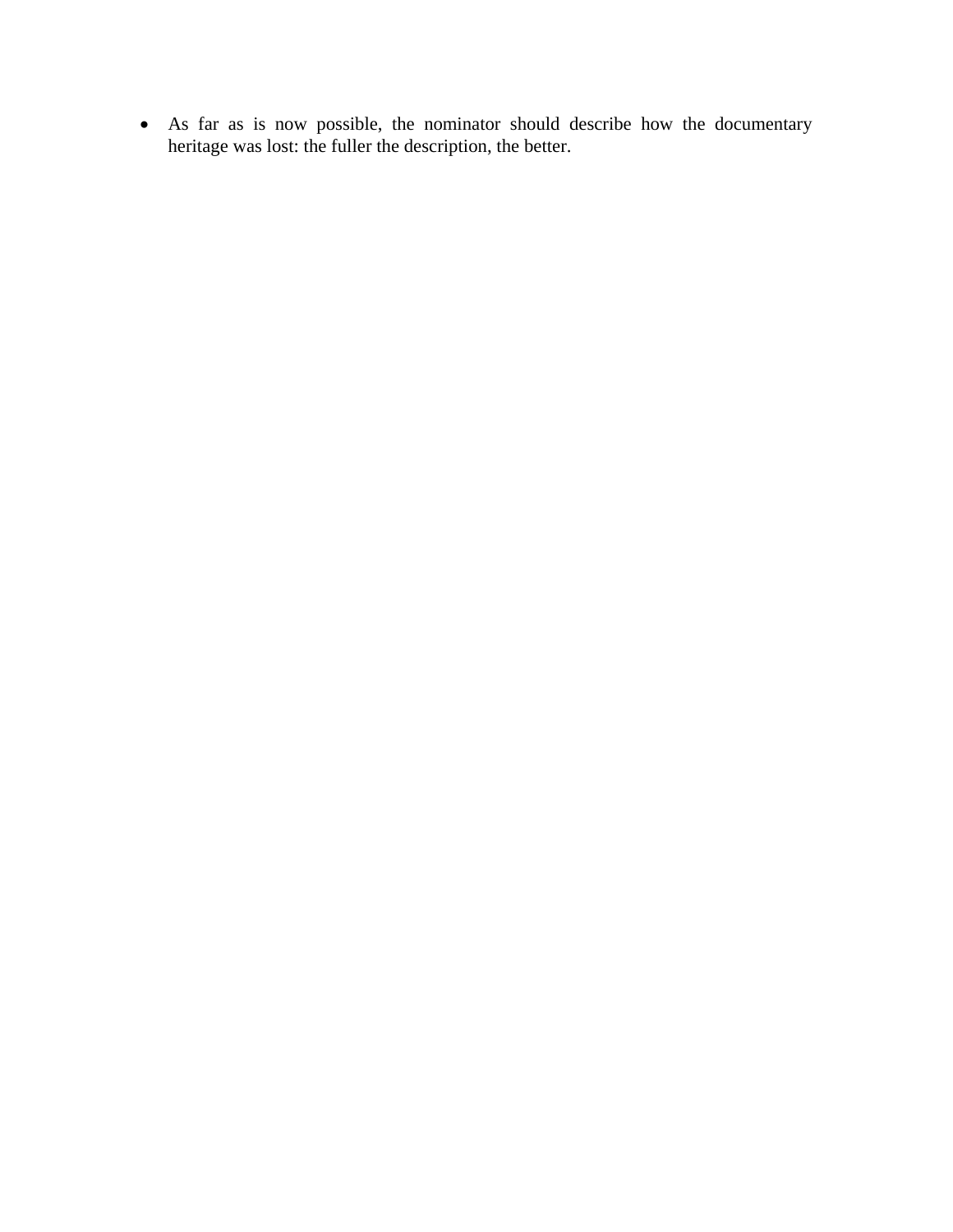- As far as is now possible, the nominator should describe how the documentary heritage was lost: the fuller the description, the better.